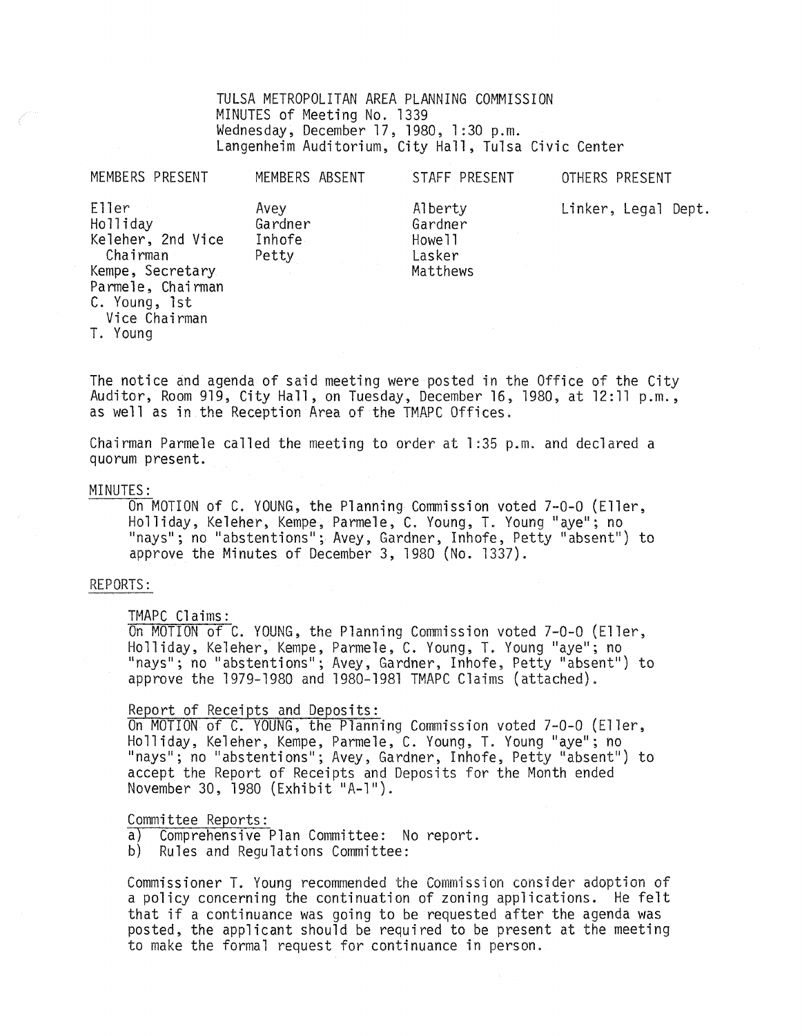TULSA METROPOLITAN AREA PLANNING COMMISSION
MINUTES of Meeting No. 1339
Wednesday, December 17, 1980, 1:30 p.m.
Langenheim Auditorium, City Hall, Tulsa Civic Center

| MEMBERS PRESENT | MEMBERS ABSENT | STAFF PRESENT | OTHERS PRESENT |
|---|---|---|---|
| Eller | Avey | Alberty | Linker, Legal Dept. |
| Holliday | Gardner | Gardner | |
| Keleher, 2nd Vice Chairman | Inhofe | Howell | |
| Kempe, Secretary | Petty | Lasker | |
| Parmele, Chairman | | Matthews | |
| C. Young, 1st Vice Chairman | | | |
| T. Young | | | |

The notice and agenda of said meeting were posted in the Office of the City Auditor, Room 919, City Hall, on Tuesday, December 16, 1980, at 12:11 p.m., as well as in the Reception Area of the TMAPC Offices.

Chairman Parmele called the meeting to order at 1:35 p.m. and declared a quorum present.

MINUTES:

On MOTION of C. YOUNG, the Planning Commission voted 7-0-0 (Eller, Holliday, Keleher, Kempe, Parmele, C. Young, T. Young "aye"; no "nays"; no "abstentions"; Avey, Gardner, Inhofe, Petty "absent") to approve the Minutes of December 3, 1980 (No. 1337).

REPORTS:

TMAPC Claims:

On MOTION of C. YOUNG, the Planning Commission voted 7-0-0 (Eller, Holliday, Keleher, Kempe, Parmele, C. Young, T. Young "aye"; no "nays"; no "abstentions"; Avey, Gardner, Inhofe, Petty "absent") to approve the 1979-1980 and 1980-1981 TMAPC Claims (attached).

Report of Receipts and Deposits:

On MOTION of C. YOUNG, the Planning Commission voted 7-0-0 (Eller, Holliday, Keleher, Kempe, Parmele, C. Young, T. Young "aye"; no "nays"; no "abstentions"; Avey, Gardner, Inhofe, Petty "absent") to accept the Report of Receipts and Deposits for the Month ended November 30, 1980 (Exhibit "A-1").

Committee Reports:

a) Comprehensive Plan Committee: No report.
b) Rules and Regulations Committee:

Commissioner T. Young recommended the Commission consider adoption of a policy concerning the continuation of zoning applications. He felt that if a continuance was going to be requested after the agenda was posted, the applicant should be required to be present at the meeting to make the formal request for continuance in person.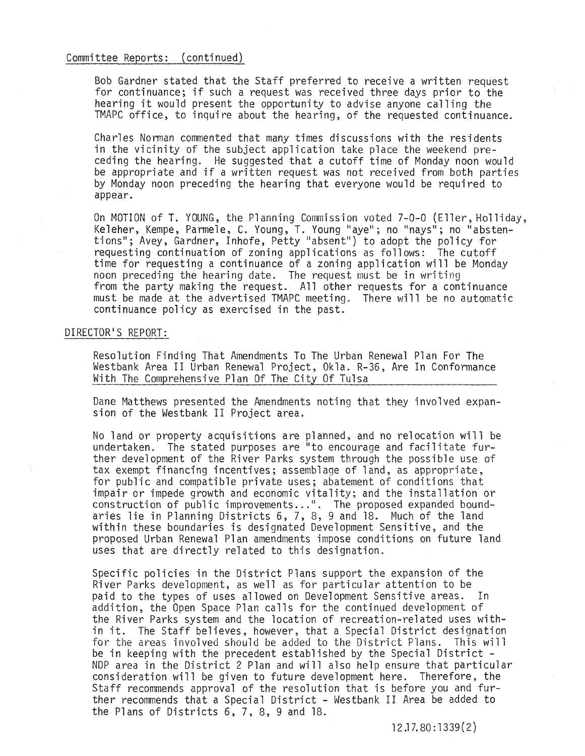Committee Reports: (continued)

Bob Gardner stated that the Staff preferred to receive a written request for continuance; if such a request was received three days prior to the hearing it would present the opportunity to advise anyone calling the TMAPC office, to inquire about the hearing, of the requested continuance.

Charles Norman commented that many times discussions with the residents in the vicinity of the subject application take place the weekend preceding the hearing. He suggested that a cutoff time of Monday noon would be appropriate and if a written request was not received from both parties by Monday noon preceding the hearing that everyone would be required to appear.

On MOTION of T. YOUNG, the Planning Commission voted 7-0-0 (Eller, Holliday, Keleher, Kempe, Parmele, C. Young, T. Young "aye"; no "nays"; no "abstentions"; Avey, Gardner, Inhofe, Petty "absent") to adopt the policy for requesting continuation of zoning applications as follows: The cutoff time for requesting a continuance of a zoning application will be Monday noon preceding the hearing date. The request must be in writing from the party making the request. All other requests for a continuance must be made at the advertised TMAPC meeting. There will be no automatic continuance policy as exercised in the past.

DIRECTOR'S REPORT:

Resolution Finding That Amendments To The Urban Renewal Plan For The Westbank Area II Urban Renewal Project, Okla. R-36, Are In Conformance With The Comprehensive Plan Of The City Of Tulsa

Dane Matthews presented the Amendments noting that they involved expansion of the Westbank II Project area.

No land or property acquisitions are planned, and no relocation will be undertaken. The stated purposes are "to encourage and facilitate further development of the River Parks system through the possible use of tax exempt financing incentives; assemblage of land, as appropriate, for public and compatible private uses; abatement of conditions that impair or impede growth and economic vitality; and the installation or construction of public improvements...". The proposed expanded boundaries lie in Planning Districts 6, 7, 8, 9 and 18. Much of the land within these boundaries is designated Development Sensitive, and the proposed Urban Renewal Plan amendments impose conditions on future land uses that are directly related to this designation.

Specific policies in the District Plans support the expansion of the River Parks development, as well as for particular attention to be paid to the types of uses allowed on Development Sensitive areas. In addition, the Open Space Plan calls for the continued development of the River Parks system and the location of recreation-related uses within it. The Staff believes, however, that a Special District designation for the areas involved should be added to the District Plans. This will be in keeping with the precedent established by the Special District - NDP area in the District 2 Plan and will also help ensure that particular consideration will be given to future development here. Therefore, the Staff recommends approval of the resolution that is before you and further recommends that a Special District - Westbank II Area be added to the Plans of Districts 6, 7, 8, 9 and 18.

12.17.80:1339(2)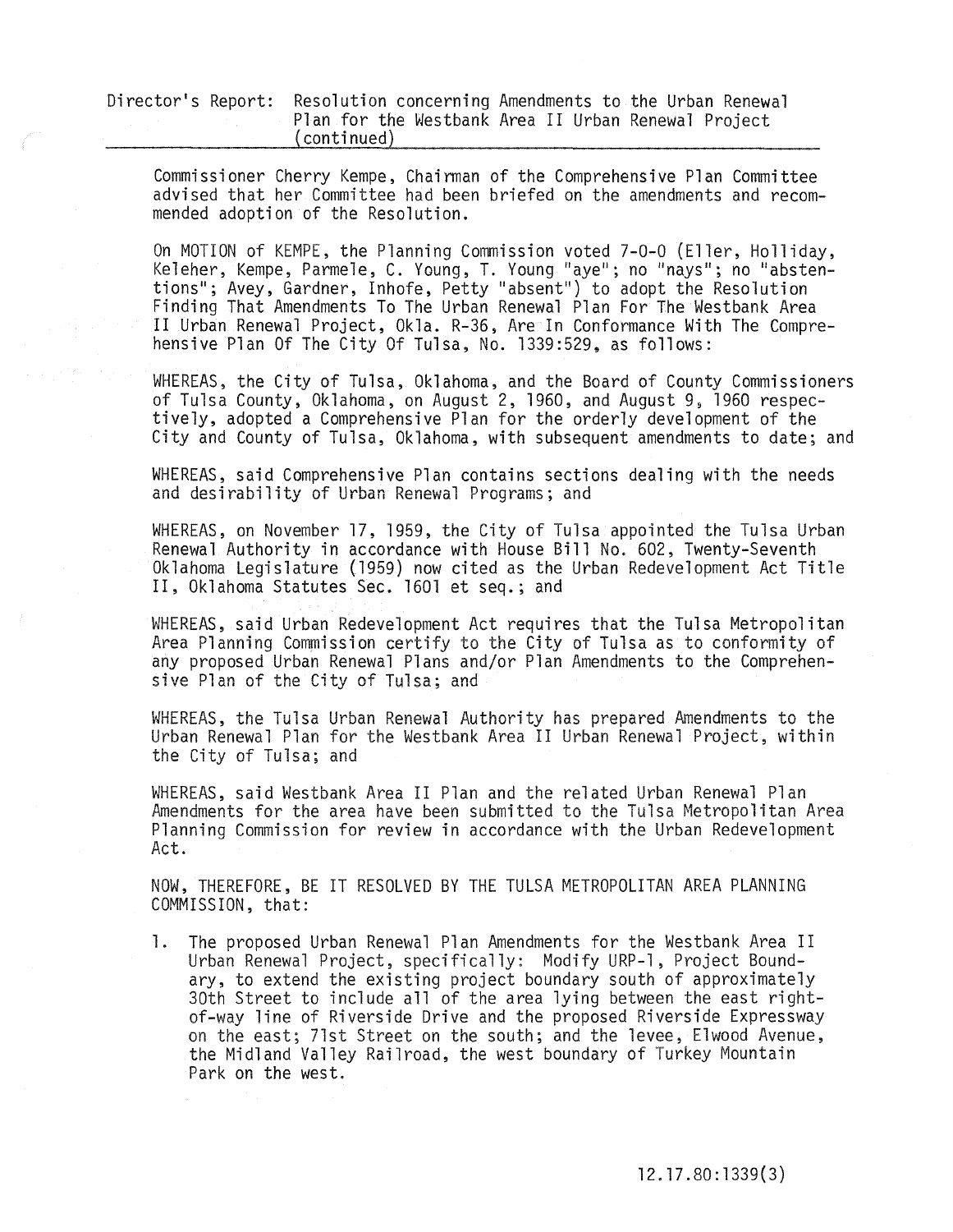Director's Report: Resolution concerning Amendments to the Urban Renewal Plan for the Westbank Area II Urban Renewal Project (continued)

Commissioner Cherry Kempe, Chairman of the Comprehensive Plan Committee advised that her Committee had been briefed on the amendments and recommended adoption of the Resolution.

On MOTION of KEMPE, the Planning Commission voted 7-0-0 (Eller, Holliday, Keleher, Kempe, Parmele, C. Young, T. Young "aye"; no "nays"; no "abstentions"; Avey, Gardner, Inhofe, Petty "absent") to adopt the Resolution Finding That Amendments To The Urban Renewal Plan For The Westbank Area II Urban Renewal Project, Okla. R-36, Are In Conformance With The Comprehensive Plan Of The City Of Tulsa, No. 1339:529, as follows:

WHEREAS, the City of Tulsa, Oklahoma, and the Board of County Commissioners of Tulsa County, Oklahoma, on August 2, 1960, and August 9, 1960 respectively, adopted a Comprehensive Plan for the orderly development of the City and County of Tulsa, Oklahoma, with subsequent amendments to date; and

WHEREAS, said Comprehensive Plan contains sections dealing with the needs and desirability of Urban Renewal Programs; and

WHEREAS, on November 17, 1959, the City of Tulsa appointed the Tulsa Urban Renewal Authority in accordance with House Bill No. 602, Twenty-Seventh Oklahoma Legislature (1959) now cited as the Urban Redevelopment Act Title II, Oklahoma Statutes Sec. 1601 et seq.; and

WHEREAS, said Urban Redevelopment Act requires that the Tulsa Metropolitan Area Planning Commission certify to the City of Tulsa as to conformity of any proposed Urban Renewal Plans and/or Plan Amendments to the Comprehensive Plan of the City of Tulsa; and

WHEREAS, the Tulsa Urban Renewal Authority has prepared Amendments to the Urban Renewal Plan for the Westbank Area II Urban Renewal Project, within the City of Tulsa; and

WHEREAS, said Westbank Area II Plan and the related Urban Renewal Plan Amendments for the area have been submitted to the Tulsa Metropolitan Area Planning Commission for review in accordance with the Urban Redevelopment Act.

NOW, THEREFORE, BE IT RESOLVED BY THE TULSA METROPOLITAN AREA PLANNING COMMISSION, that:

1. The proposed Urban Renewal Plan Amendments for the Westbank Area II Urban Renewal Project, specifically: Modify URP-1, Project Boundary, to extend the existing project boundary south of approximately 30th Street to include all of the area lying between the east right-of-way line of Riverside Drive and the proposed Riverside Expressway on the east; 71st Street on the south; and the levee, Elwood Avenue, the Midland Valley Railroad, the west boundary of Turkey Mountain Park on the west.

12.17.80:1339(3)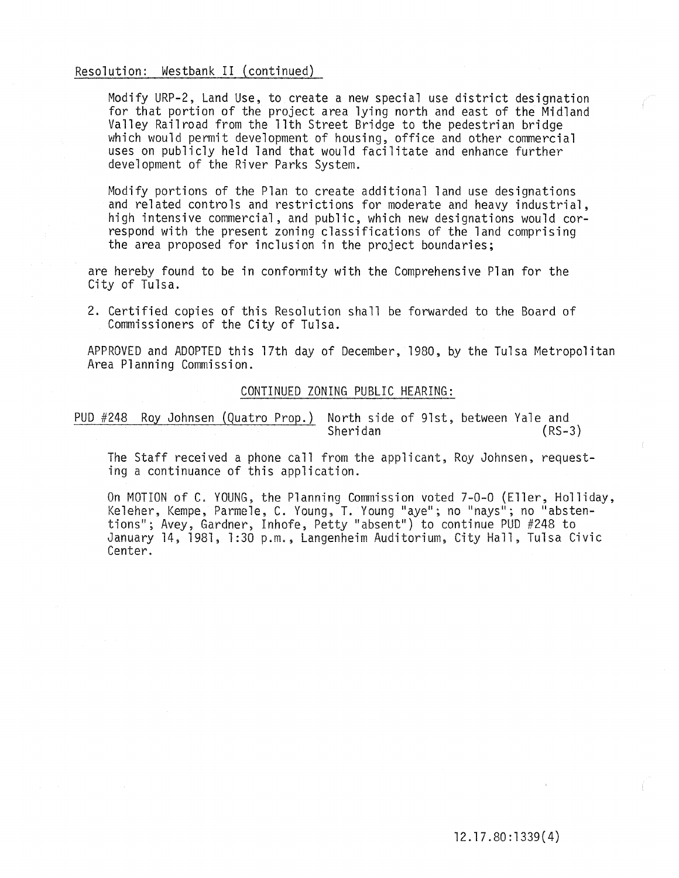Resolution: Westbank II (continued)

Modify URP-2, Land Use, to create a new special use district designation for that portion of the project area lying north and east of the Midland Valley Railroad from the 11th Street Bridge to the pedestrian bridge which would permit development of housing, office and other commercial uses on publicly held land that would facilitate and enhance further development of the River Parks System.

Modify portions of the Plan to create additional land use designations and related controls and restrictions for moderate and heavy industrial, high intensive commercial, and public, which new designations would correspond with the present zoning classifications of the land comprising the area proposed for inclusion in the project boundaries;

are hereby found to be in conformity with the Comprehensive Plan for the City of Tulsa.

2. Certified copies of this Resolution shall be forwarded to the Board of Commissioners of the City of Tulsa.

APPROVED and ADOPTED this 17th day of December, 1980, by the Tulsa Metropolitan Area Planning Commission.

CONTINUED ZONING PUBLIC HEARING:

PUD #248 Roy Johnsen (Quatro Prop.) North side of 91st, between Yale and Sheridan (RS-3)

The Staff received a phone call from the applicant, Roy Johnsen, requesting a continuance of this application.

On MOTION of C. YOUNG, the Planning Commission voted 7-0-0 (Eller, Holliday, Keleher, Kempe, Parmele, C. Young, T. Young "aye"; no "nays"; no "abstentions"; Avey, Gardner, Inhofe, Petty "absent") to continue PUD #248 to January 14, 1981, 1:30 p.m., Langenheim Auditorium, City Hall, Tulsa Civic Center.

12.17.80:1339(4)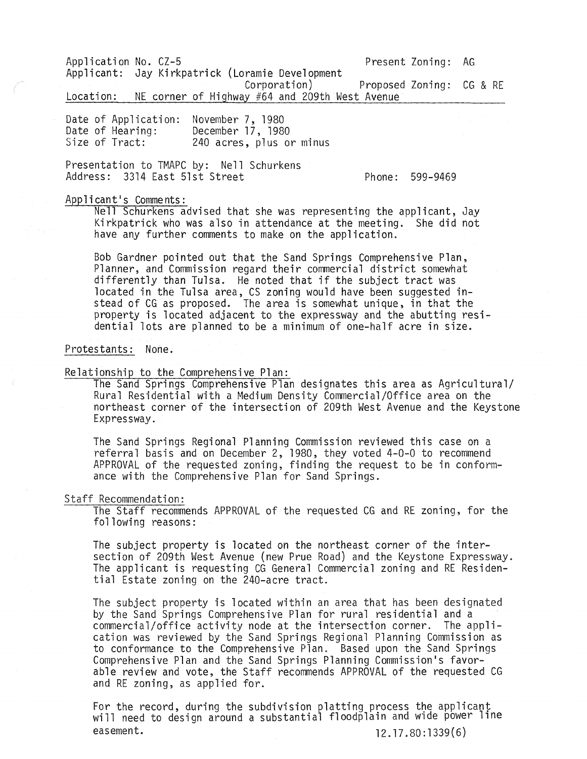Application No. CZ-5 Present Zoning: AG
Applicant: Jay Kirkpatrick (Loramie Development Corporation) Proposed Zoning: CG & RE
Location: NE corner of Highway #64 and 209th West Avenue

Date of Application: November 7, 1980
Date of Hearing: December 17, 1980
Size of Tract: 240 acres, plus or minus

Presentation to TMAPC by: Nell Schurkens
Address: 3314 East 51st Street Phone: 599-9469

**Applicant's Comments:**

Nell Schurkens advised that she was representing the applicant, Jay Kirkpatrick who was also in attendance at the meeting. She did not have any further comments to make on the application.

Bob Gardner pointed out that the Sand Springs Comprehensive Plan, Planner, and Commission regard their commercial district somewhat differently than Tulsa. He noted that if the subject tract was located in the Tulsa area, CS zoning would have been suggested instead of CG as proposed. The area is somewhat unique, in that the property is located adjacent to the expressway and the abutting residential lots are planned to be a minimum of one-half acre in size.

**Protestants:** None.

**Relationship to the Comprehensive Plan:**

The Sand Springs Comprehensive Plan designates this area as Agricultural/Rural Residential with a Medium Density Commercial/Office area on the northeast corner of the intersection of 209th West Avenue and the Keystone Expressway.

The Sand Springs Regional Planning Commission reviewed this case on a referral basis and on December 2, 1980, they voted 4-0-0 to recommend APPROVAL of the requested zoning, finding the request to be in conformance with the Comprehensive Plan for Sand Springs.

**Staff Recommendation:**

The Staff recommends APPROVAL of the requested CG and RE zoning, for the following reasons:

The subject property is located on the northeast corner of the intersection of 209th West Avenue (new Prue Road) and the Keystone Expressway. The applicant is requesting CG General Commercial zoning and RE Residential Estate zoning on the 240-acre tract.

The subject property is located within an area that has been designated by the Sand Springs Comprehensive Plan for rural residential and a commercial/office activity node at the intersection corner. The application was reviewed by the Sand Springs Regional Planning Commission as to conformance to the Comprehensive Plan. Based upon the Sand Springs Comprehensive Plan and the Sand Springs Planning Commission's favorable review and vote, the Staff recommends APPROVAL of the requested CG and RE zoning, as applied for.

For the record, during the subdivision platting process the applicant will need to design around a substantial floodplain and wide power line easement.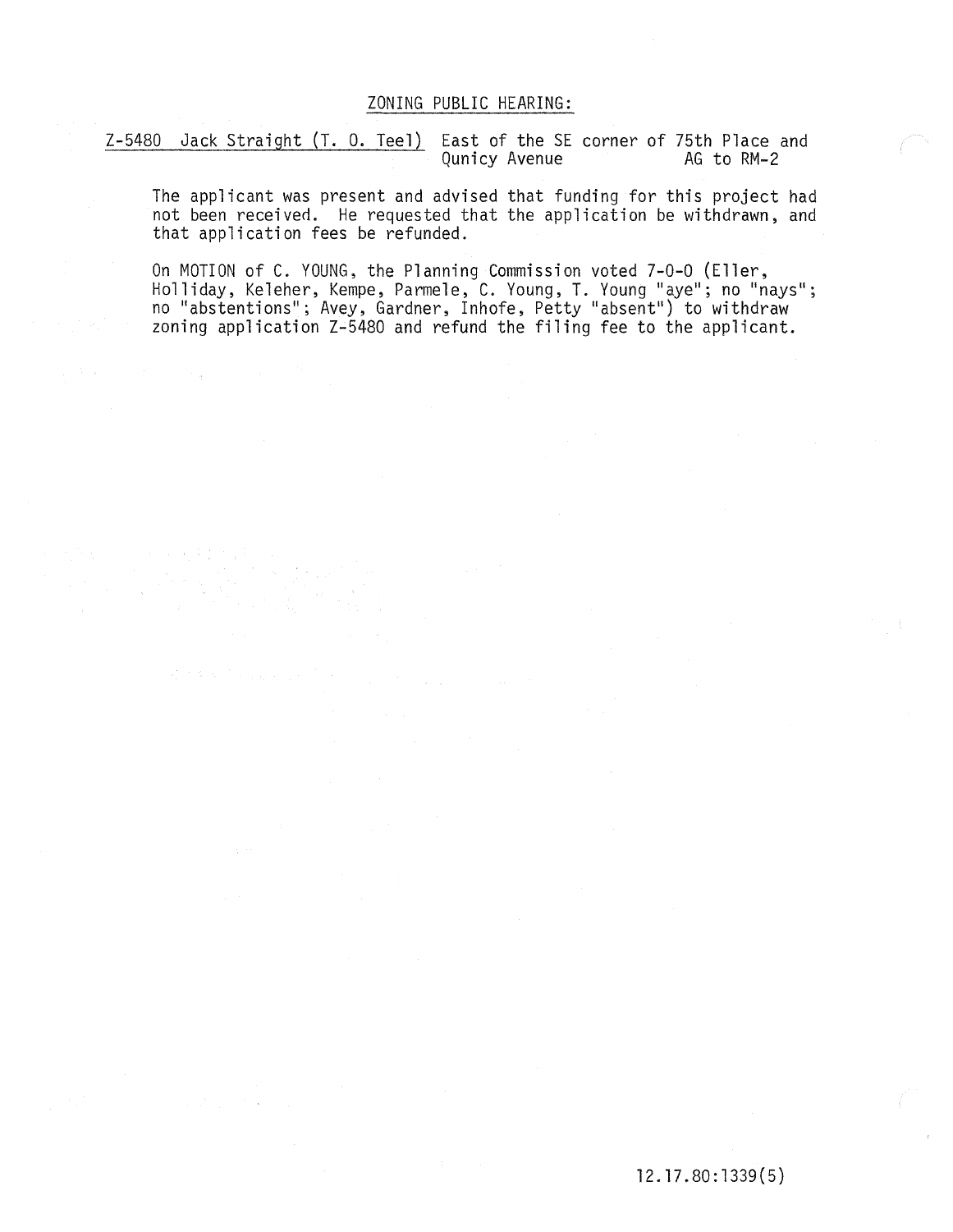## ZONING PUBLIC HEARING:

Z-5480 Jack Straight (T. O. Teel) East of the SE corner of 75th Place and Qunicy Avenue AG to RM-2

The applicant was present and advised that funding for this project had not been received. He requested that the application be withdrawn, and that application fees be refunded.

On MOTION of C. YOUNG, the Planning Commission voted 7-0-0 (Eller, Holliday, Keleher, Kempe, Parmele, C. Young, T. Young "aye"; no "nays"; no "abstentions"; Avey, Gardner, Inhofe, Petty "absent") to withdraw zoning application Z-5480 and refund the filing fee to the applicant.

12.17.80:1339(5)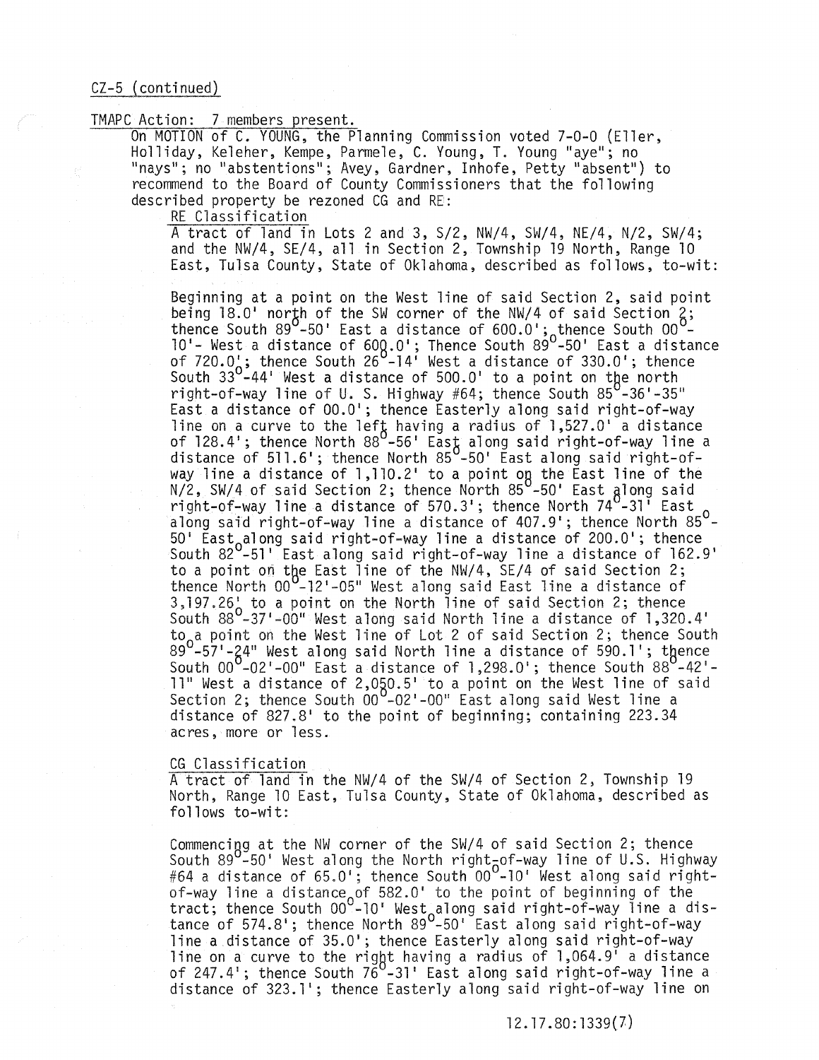CZ-5 (continued)

TMAPC Action: 7 members present.

On MOTION of C. YOUNG, the Planning Commission voted 7-0-0 (Eller, Holliday, Keleher, Kempe, Parmele, C. Young, T. Young "aye"; no "nays"; no "abstentions"; Avey, Gardner, Inhofe, Petty "absent") to recommend to the Board of County Commissioners that the following described property be rezoned CG and RE:

RE Classification

A tract of land in Lots 2 and 3, S/2, NW/4, SW/4, NE/4, N/2, SW/4; and the NW/4, SE/4, all in Section 2, Township 19 North, Range 10 East, Tulsa County, State of Oklahoma, described as follows, to-wit:

Beginning at a point on the West line of said Section 2, said point being 18.0' north of the SW corner of the NW/4 of said Section 2; thence South 89°-50' East a distance of 600.0'; thence South 00°-10'- West a distance of 600.0'; Thence South 89°-50' East a distance of 720.0'; thence South 26°-14' West a distance of 330.0'; thence South 33°-44' West a distance of 500.0' to a point on the north right-of-way line of U. S. Highway #64; thence South 85°-36'-35" East a distance of 00.0'; thence Easterly along said right-of-way line on a curve to the left having a radius of 1,527.0' a distance of 128.4'; thence North 88°-56' East along said right-of-way line a distance of 511.6'; thence North 85°-50' East along said right-of-way line a distance of 1,110.2' to a point on the East line of the N/2, SW/4 of said Section 2; thence North 85°-50' East along said right-of-way line a distance of 570.3'; thence North 74°-31' East along said right-of-way line a distance of 407.9'; thence North 85°-50' East along said right-of-way line a distance of 200.0'; thence South 82°-51' East along said right-of-way line a distance of 162.9' to a point on the East line of the NW/4, SE/4 of said Section 2; thence North 00°-12'-05" West along said East line a distance of 3,197.26' to a point on the North line of said Section 2; thence South 88°-37'-00" West along said North line a distance of 1,320.4' to a point on the West line of Lot 2 of said Section 2; thence South 89°-57'-24" West along said North line a distance of 590.1'; thence South 00°-02'-00" East a distance of 1,298.0'; thence South 88°-42'-11" West a distance of 2,050.5' to a point on the West line of said Section 2; thence South 00°-02'-00" East along said West line a distance of 827.8' to the point of beginning; containing 223.34 acres, more or less.

CG Classification

A tract of land in the NW/4 of the SW/4 of Section 2, Township 19 North, Range 10 East, Tulsa County, State of Oklahoma, described as follows to-wit:

Commencing at the NW corner of the SW/4 of said Section 2; thence South 89°-50' West along the North right-of-way line of U.S. Highway #64 a distance of 65.0'; thence South 00°-10' West along said right-of-way line a distance of 582.0' to the point of beginning of the tract; thence South 00°-10' West along said right-of-way line a distance of 574.8'; thence North 89°-50' East along said right-of-way line a distance of 35.0'; thence Easterly along said right-of-way line on a curve to the right having a radius of 1,064.9' a distance of 247.4'; thence South 76°-31' East along said right-of-way line a distance of 323.1'; thence Easterly along said right-of-way line on

12.17.80:1339(7)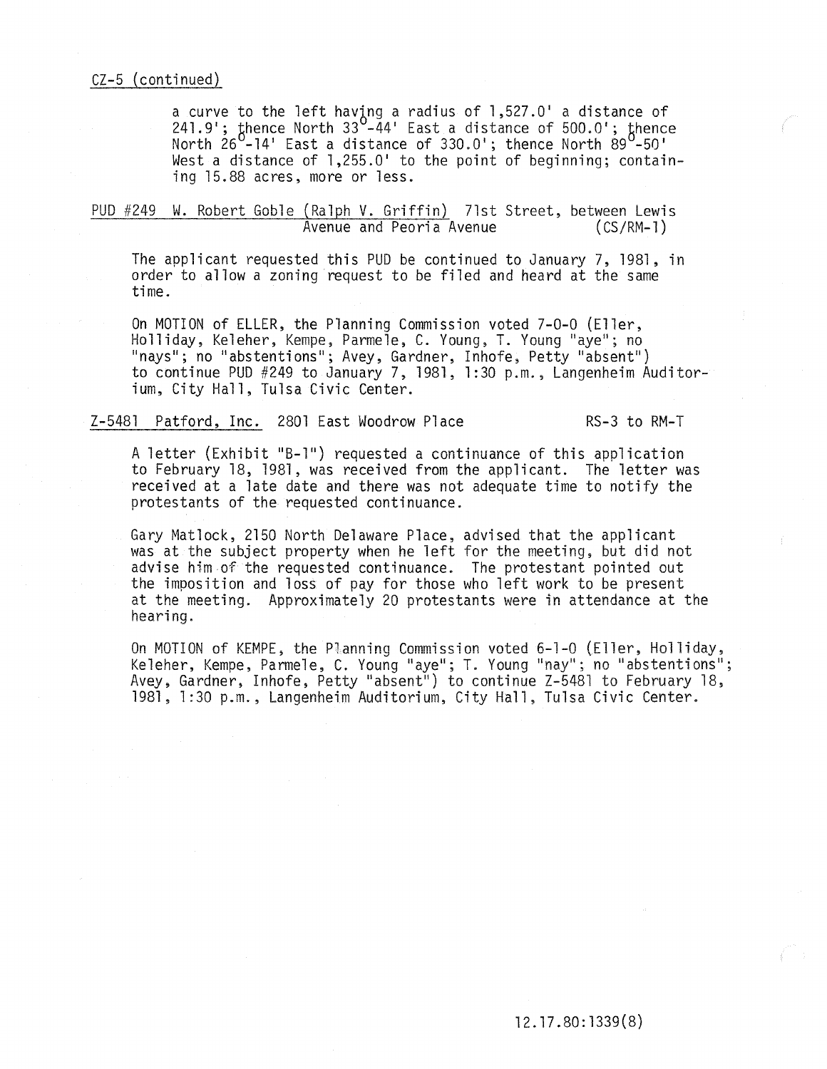CZ-5 (continued)

a curve to the left having a radius of 1,527.0' a distance of 241.9'; thence North 33°-44' East a distance of 500.0'; thence North 26°-14' East a distance of 330.0'; thence North 89°-50' West a distance of 1,255.0' to the point of beginning; containing 15.88 acres, more or less.

PUD #249 W. Robert Goble (Ralph V. Griffin) 71st Street, between Lewis Avenue and Peoria Avenue (CS/RM-1)

The applicant requested this PUD be continued to January 7, 1981, in order to allow a zoning request to be filed and heard at the same time.

On MOTION of ELLER, the Planning Commission voted 7-0-0 (Eller, Holliday, Keleher, Kempe, Parmele, C. Young, T. Young "aye"; no "nays"; no "abstentions"; Avey, Gardner, Inhofe, Petty "absent") to continue PUD #249 to January 7, 1981, 1:30 p.m., Langenheim Auditorium, City Hall, Tulsa Civic Center.

Z-5481 Patford, Inc. 2801 East Woodrow Place RS-3 to RM-T

A letter (Exhibit "B-1") requested a continuance of this application to February 18, 1981, was received from the applicant. The letter was received at a late date and there was not adequate time to notify the protestants of the requested continuance.

Gary Matlock, 2150 North Delaware Place, advised that the applicant was at the subject property when he left for the meeting, but did not advise him of the requested continuance. The protestant pointed out the imposition and loss of pay for those who left work to be present at the meeting. Approximately 20 protestants were in attendance at the hearing.

On MOTION of KEMPE, the Planning Commission voted 6-1-0 (Eller, Holliday, Keleher, Kempe, Parmele, C. Young "aye"; T. Young "nay"; no "abstentions"; Avey, Gardner, Inhofe, Petty "absent") to continue Z-5481 to February 18, 1981, 1:30 p.m., Langenheim Auditorium, City Hall, Tulsa Civic Center.

12.17.80:1339(8)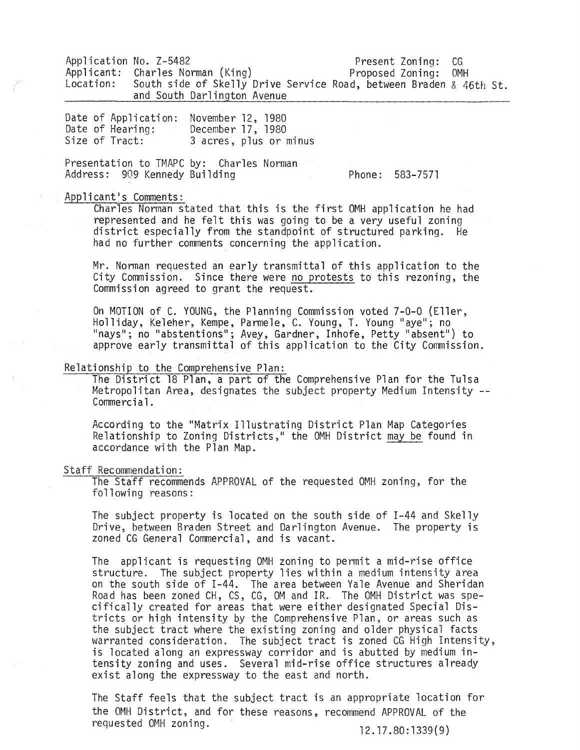Application No. Z-5482 Present Zoning: CG
Applicant: Charles Norman (King) Proposed Zoning: OMH
Location: South side of Skelly Drive Service Road, between Braden & 46th St. and South Darlington Avenue

---

Date of Application: November 12, 1980
Date of Hearing: December 17, 1980
Size of Tract: 3 acres, plus or minus

Presentation to TMAPC by: Charles Norman
Address: 909 Kennedy Building Phone: 583-7571

Applicant's Comments:

Charles Norman stated that this is the first OMH application he had represented and he felt this was going to be a very useful zoning district especially from the standpoint of structured parking. He had no further comments concerning the application.

Mr. Norman requested an early transmittal of this application to the City Commission. Since there were no protests to this rezoning, the Commission agreed to grant the request.

On MOTION of C. YOUNG, the Planning Commission voted 7-0-0 (Eller, Holliday, Keleher, Kempe, Parmele, C. Young, T. Young "aye"; no "nays"; no "abstentions"; Avey, Gardner, Inhofe, Petty "absent") to approve early transmittal of this application to the City Commission.

Relationship to the Comprehensive Plan:

The District 18 Plan, a part of the Comprehensive Plan for the Tulsa Metropolitan Area, designates the subject property Medium Intensity -- Commercial.

According to the "Matrix Illustrating District Plan Map Categories Relationship to Zoning Districts," the OMH District may be found in accordance with the Plan Map.

Staff Recommendation:

The Staff recommends APPROVAL of the requested OMH zoning, for the following reasons:

The subject property is located on the south side of I-44 and Skelly Drive, between Braden Street and Darlington Avenue. The property is zoned CG General Commercial, and is vacant.

The applicant is requesting OMH zoning to permit a mid-rise office structure. The subject property lies within a medium intensity area on the south side of I-44. The area between Yale Avenue and Sheridan Road has been zoned CH, CS, CG, OM and IR. The OMH District was specifically created for areas that were either designated Special Districts or high intensity by the Comprehensive Plan, or areas such as the subject tract where the existing zoning and older physical facts warranted consideration. The subject tract is zoned CG High Intensity, is located along an expressway corridor and is abutted by medium intensity zoning and uses. Several mid-rise office structures already exist along the expressway to the east and north.

The Staff feels that the subject tract is an appropriate location for the OMH District, and for these reasons, recommend APPROVAL of the requested OMH zoning.

12.17.80:1339(9)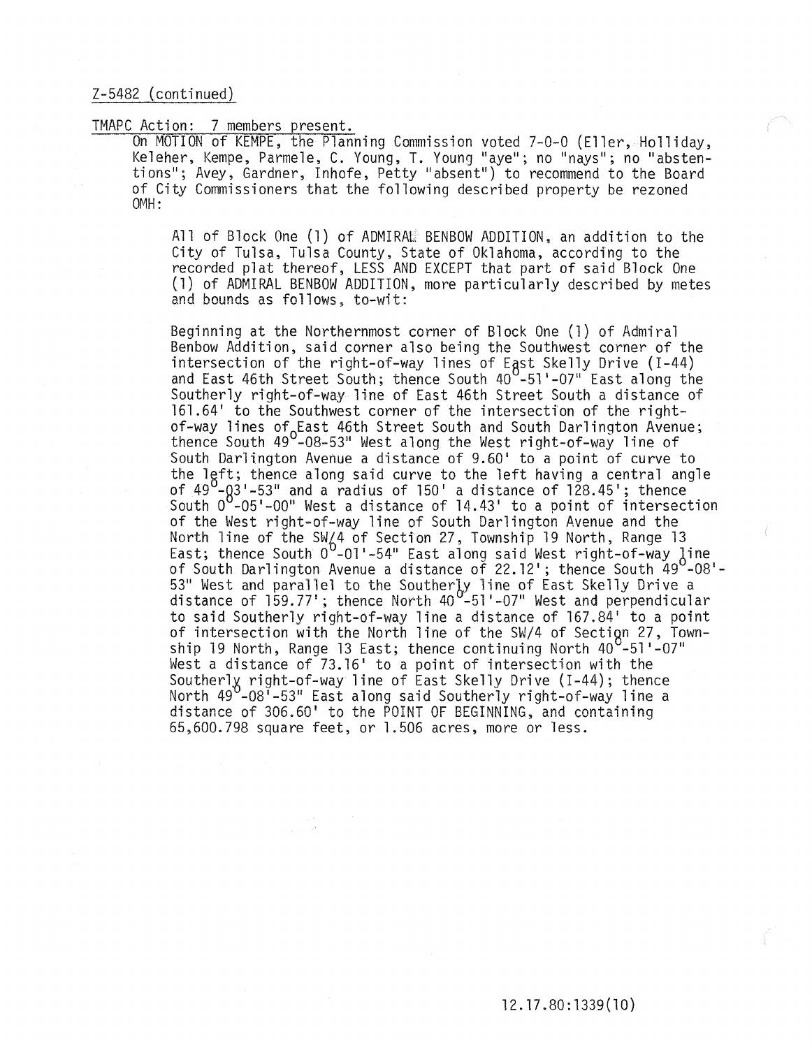Z-5482 (continued)

TMAPC Action: 7 members present.

On MOTION of KEMPE, the Planning Commission voted 7-0-0 (Eller, Holliday, Keleher, Kempe, Parmele, C. Young, T. Young "aye"; no "nays"; no "abstentions"; Avey, Gardner, Inhofe, Petty "absent") to recommend to the Board of City Commissioners that the following described property be rezoned OMH:

> All of Block One (1) of ADMIRAL BENBOW ADDITION, an addition to the City of Tulsa, Tulsa County, State of Oklahoma, according to the recorded plat thereof, LESS AND EXCEPT that part of said Block One (1) of ADMIRAL BENBOW ADDITION, more particularly described by metes and bounds as follows, to-wit:
>
> Beginning at the Northernmost corner of Block One (1) of Admiral Benbow Addition, said corner also being the Southwest corner of the intersection of the right-of-way lines of East Skelly Drive (I-44) and East 46th Street South; thence South 40°-51'-07" East along the Southerly right-of-way line of East 46th Street South a distance of 161.64' to the Southwest corner of the intersection of the right-of-way lines of East 46th Street South and South Darlington Avenue; thence South 49°-08-53" West along the West right-of-way line of South Darlington Avenue a distance of 9.60' to a point of curve to the left; thence along said curve to the left having a central angle of 49°-03'-53" and a radius of 150' a distance of 128.45'; thence South 0°-05'-00" West a distance of 14.43' to a point of intersection of the West right-of-way line of South Darlington Avenue and the North line of the SW/4 of Section 27, Township 19 North, Range 13 East; thence South 0°-01'-54" East along said West right-of-way line of South Darlington Avenue a distance of 22.12'; thence South 49°-08'-53" West and parallel to the Southerly line of East Skelly Drive a distance of 159.77'; thence North 40°-51'-07" West and perpendicular to said Southerly right-of-way line a distance of 167.84' to a point of intersection with the North line of the SW/4 of Section 27, Township 19 North, Range 13 East; thence continuing North 40°-51'-07" West a distance of 73.16' to a point of intersection with the Southerly right-of-way line of East Skelly Drive (I-44); thence North 49°-08'-53" East along said Southerly right-of-way line a distance of 306.60' to the POINT OF BEGINNING, and containing 65,600.798 square feet, or 1.506 acres, more or less.

12.17.80:1339(10)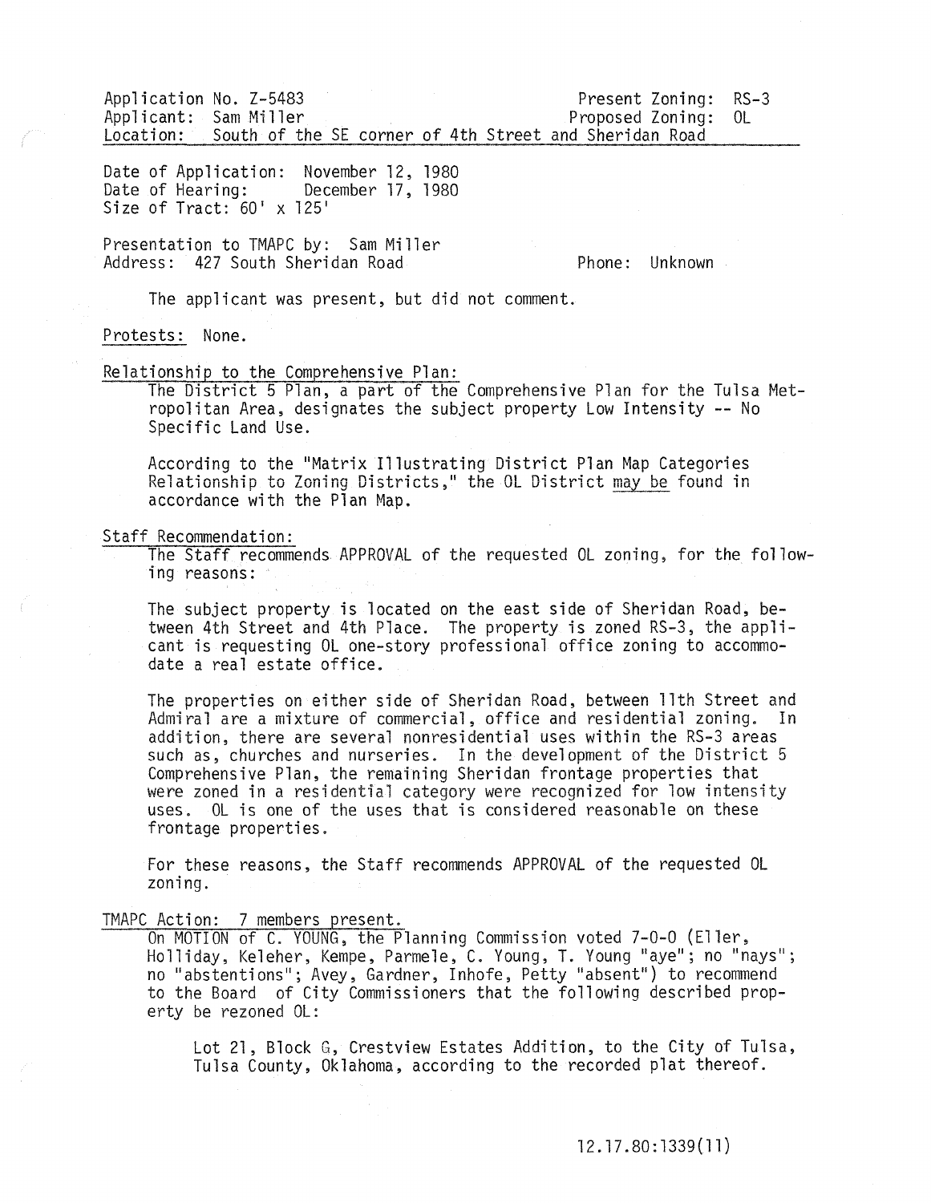Application No. Z-5483 Present Zoning: RS-3
Applicant: Sam Miller Proposed Zoning: OL
Location: South of the SE corner of 4th Street and Sheridan Road

Date of Application: November 12, 1980
Date of Hearing: December 17, 1980
Size of Tract: 60' x 125'

Presentation to TMAPC by: Sam Miller
Address: 427 South Sheridan Road Phone: Unknown

The applicant was present, but did not comment.

Protests: None.

Relationship to the Comprehensive Plan:

The District 5 Plan, a part of the Comprehensive Plan for the Tulsa Metropolitan Area, designates the subject property Low Intensity -- No Specific Land Use.

According to the "Matrix Illustrating District Plan Map Categories Relationship to Zoning Districts," the OL District may be found in accordance with the Plan Map.

Staff Recommendation:

The Staff recommends APPROVAL of the requested OL zoning, for the following reasons:

The subject property is located on the east side of Sheridan Road, between 4th Street and 4th Place. The property is zoned RS-3, the applicant is requesting OL one-story professional office zoning to accommodate a real estate office.

The properties on either side of Sheridan Road, between 11th Street and Admiral are a mixture of commercial, office and residential zoning. In addition, there are several nonresidential uses within the RS-3 areas such as, churches and nurseries. In the development of the District 5 Comprehensive Plan, the remaining Sheridan frontage properties that were zoned in a residential category were recognized for low intensity uses. OL is one of the uses that is considered reasonable on these frontage properties.

For these reasons, the Staff recommends APPROVAL of the requested OL zoning.

TMAPC Action: 7 members present.

On MOTION of C. YOUNG, the Planning Commission voted 7-0-0 (Eller, Holliday, Keleher, Kempe, Parmele, C. Young, T. Young "aye"; no "nays"; no "abstentions"; Avey, Gardner, Inhofe, Petty "absent") to recommend to the Board of City Commissioners that the following described property be rezoned OL:

Lot 21, Block G, Crestview Estates Addition, to the City of Tulsa, Tulsa County, Oklahoma, according to the recorded plat thereof.

12.17.80:1339(11)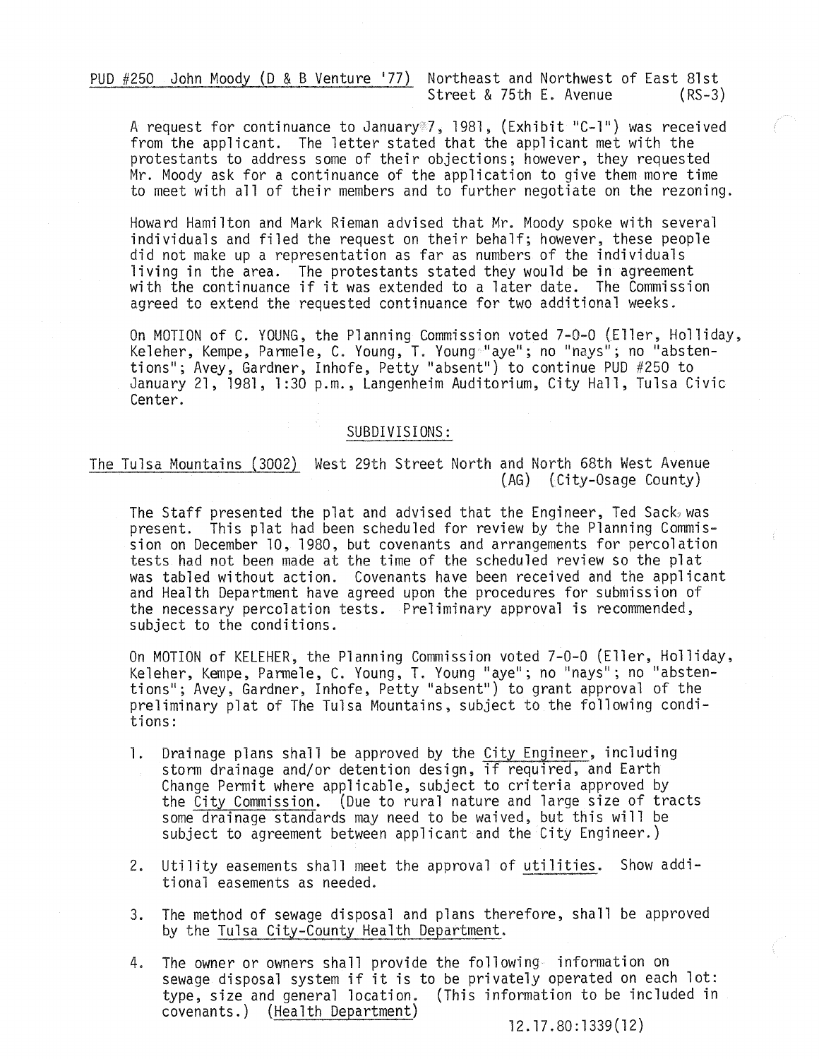PUD #250 John Moody (D & B Venture '77) Northeast and Northwest of East 81st Street & 75th E. Avenue (RS-3)

A request for continuance to January 7, 1981, (Exhibit "C-1") was received from the applicant. The letter stated that the applicant met with the protestants to address some of their objections; however, they requested Mr. Moody ask for a continuance of the application to give them more time to meet with all of their members and to further negotiate on the rezoning.

Howard Hamilton and Mark Rieman advised that Mr. Moody spoke with several individuals and filed the request on their behalf; however, these people did not make up a representation as far as numbers of the individuals living in the area. The protestants stated they would be in agreement with the continuance if it was extended to a later date. The Commission agreed to extend the requested continuance for two additional weeks.

On MOTION of C. YOUNG, the Planning Commission voted 7-0-0 (Eller, Holliday, Keleher, Kempe, Parmele, C. Young, T. Young "aye"; no "nays"; no "abstentions"; Avey, Gardner, Inhofe, Petty "absent") to continue PUD #250 to January 21, 1981, 1:30 p.m., Langenheim Auditorium, City Hall, Tulsa Civic Center.

## SUBDIVISIONS:

The Tulsa Mountains (3002) West 29th Street North and North 68th West Avenue (AG) (City-Osage County)

The Staff presented the plat and advised that the Engineer, Ted Sack, was present. This plat had been scheduled for review by the Planning Commission on December 10, 1980, but covenants and arrangements for percolation tests had not been made at the time of the scheduled review so the plat was tabled without action. Covenants have been received and the applicant and Health Department have agreed upon the procedures for submission of the necessary percolation tests. Preliminary approval is recommended, subject to the conditions.

On MOTION of KELEHER, the Planning Commission voted 7-0-0 (Eller, Holliday, Keleher, Kempe, Parmele, C. Young, T. Young "aye"; no "nays"; no "abstentions"; Avey, Gardner, Inhofe, Petty "absent") to grant approval of the preliminary plat of The Tulsa Mountains, subject to the following conditions:

1. Drainage plans shall be approved by the City Engineer, including storm drainage and/or detention design, if required, and Earth Change Permit where applicable, subject to criteria approved by the City Commission. (Due to rural nature and large size of tracts some drainage standards may need to be waived, but this will be subject to agreement between applicant and the City Engineer.)

2. Utility easements shall meet the approval of utilities. Show additional easements as needed.

3. The method of sewage disposal and plans therefore, shall be approved by the Tulsa City-County Health Department.

4. The owner or owners shall provide the following information on sewage disposal system if it is to be privately operated on each lot: type, size and general location. (This information to be included in covenants.) (Health Department)

12.17.80:1339(12)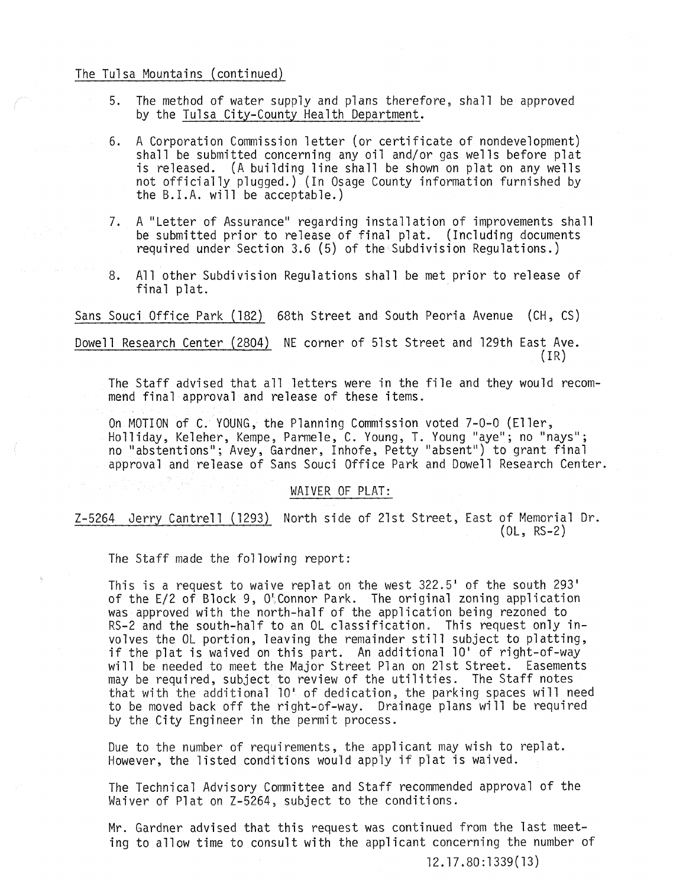The Tulsa Mountains (continued)

5. The method of water supply and plans therefore, shall be approved by the Tulsa City-County Health Department.

6. A Corporation Commission letter (or certificate of nondevelopment) shall be submitted concerning any oil and/or gas wells before plat is released. (A building line shall be shown on plat on any wells not officially plugged.) (In Osage County information furnished by the B.I.A. will be acceptable.)

7. A "Letter of Assurance" regarding installation of improvements shall be submitted prior to release of final plat. (Including documents required under Section 3.6 (5) of the Subdivision Regulations.)

8. All other Subdivision Regulations shall be met prior to release of final plat.

Sans Souci Office Park (182) 68th Street and South Peoria Avenue (CH, CS)

Dowell Research Center (2804) NE corner of 51st Street and 129th East Ave. (IR)

The Staff advised that all letters were in the file and they would recommend final approval and release of these items.

On MOTION of C. YOUNG, the Planning Commission voted 7-0-0 (Eller, Holliday, Keleher, Kempe, Parmele, C. Young, T. Young "aye"; no "nays"; no "abstentions"; Avey, Gardner, Inhofe, Petty "absent") to grant final approval and release of Sans Souci Office Park and Dowell Research Center.

WAIVER OF PLAT:

Z-5264 Jerry Cantrell (1293) North side of 21st Street, East of Memorial Dr. (OL, RS-2)

The Staff made the following report:

This is a request to waive replat on the west 322.5' of the south 293' of the E/2 of Block 9, O'Connor Park. The original zoning application was approved with the north-half of the application being rezoned to RS-2 and the south-half to an OL classification. This request only involves the OL portion, leaving the remainder still subject to platting, if the plat is waived on this part. An additional 10' of right-of-way will be needed to meet the Major Street Plan on 21st Street. Easements may be required, subject to review of the utilities. The Staff notes that with the additional 10' of dedication, the parking spaces will need to be moved back off the right-of-way. Drainage plans will be required by the City Engineer in the permit process.

Due to the number of requirements, the applicant may wish to replat. However, the listed conditions would apply if plat is waived.

The Technical Advisory Committee and Staff recommended approval of the Waiver of Plat on Z-5264, subject to the conditions.

Mr. Gardner advised that this request was continued from the last meeting to allow time to consult with the applicant concerning the number of

12.17.80:1339(13)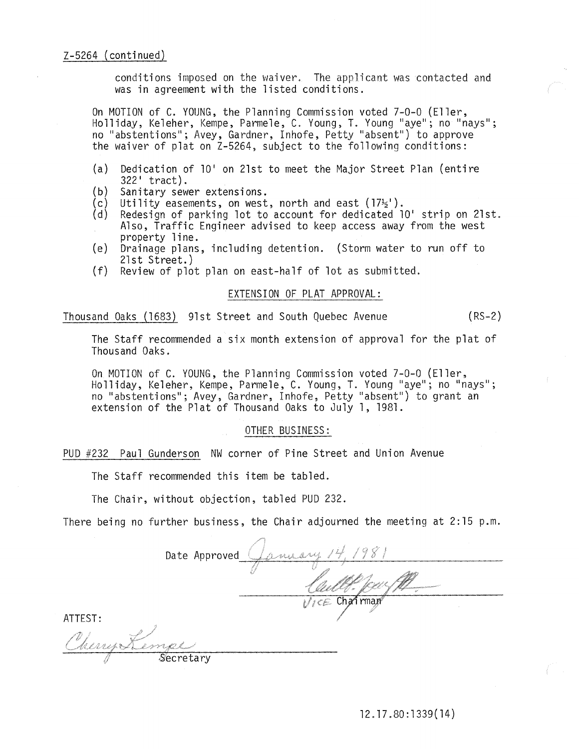Z-5264 (continued)

conditions imposed on the waiver. The applicant was contacted and was in agreement with the listed conditions.

On MOTION of C. YOUNG, the Planning Commission voted 7-0-0 (Eller, Holliday, Keleher, Kempe, Parmele, C. Young, T. Young "aye"; no "nays"; no "abstentions"; Avey, Gardner, Inhofe, Petty "absent") to approve the waiver of plat on Z-5264, subject to the following conditions:

(a) Dedication of 10' on 21st to meet the Major Street Plan (entire 322' tract).
(b) Sanitary sewer extensions.
(c) Utility easements, on west, north and east (17½').
(d) Redesign of parking lot to account for dedicated 10' strip on 21st. Also, Traffic Engineer advised to keep access away from the west property line.
(e) Drainage plans, including detention. (Storm water to run off to 21st Street.)
(f) Review of plot plan on east-half of lot as submitted.

## EXTENSION OF PLAT APPROVAL:

Thousand Oaks (1683) 91st Street and South Quebec Avenue (RS-2)

The Staff recommended a six month extension of approval for the plat of Thousand Oaks.

On MOTION of C. YOUNG, the Planning Commission voted 7-0-0 (Eller, Holliday, Keleher, Kempe, Parmele, C. Young, T. Young "aye"; no "nays"; no "abstentions"; Avey, Gardner, Inhofe, Petty "absent") to grant an extension of the Plat of Thousand Oaks to July 1, 1981.

## OTHER BUSINESS:

PUD #232 Paul Gunderson NW corner of Pine Street and Union Avenue

The Staff recommended this item be tabled.

The Chair, without objection, tabled PUD 232.

There being no further business, the Chair adjourned the meeting at 2:15 p.m.

Date Approved January 14, 1981

Vice Chairman

ATTEST:

Cherry Kempe
Secretary

12.17.80:1339(14)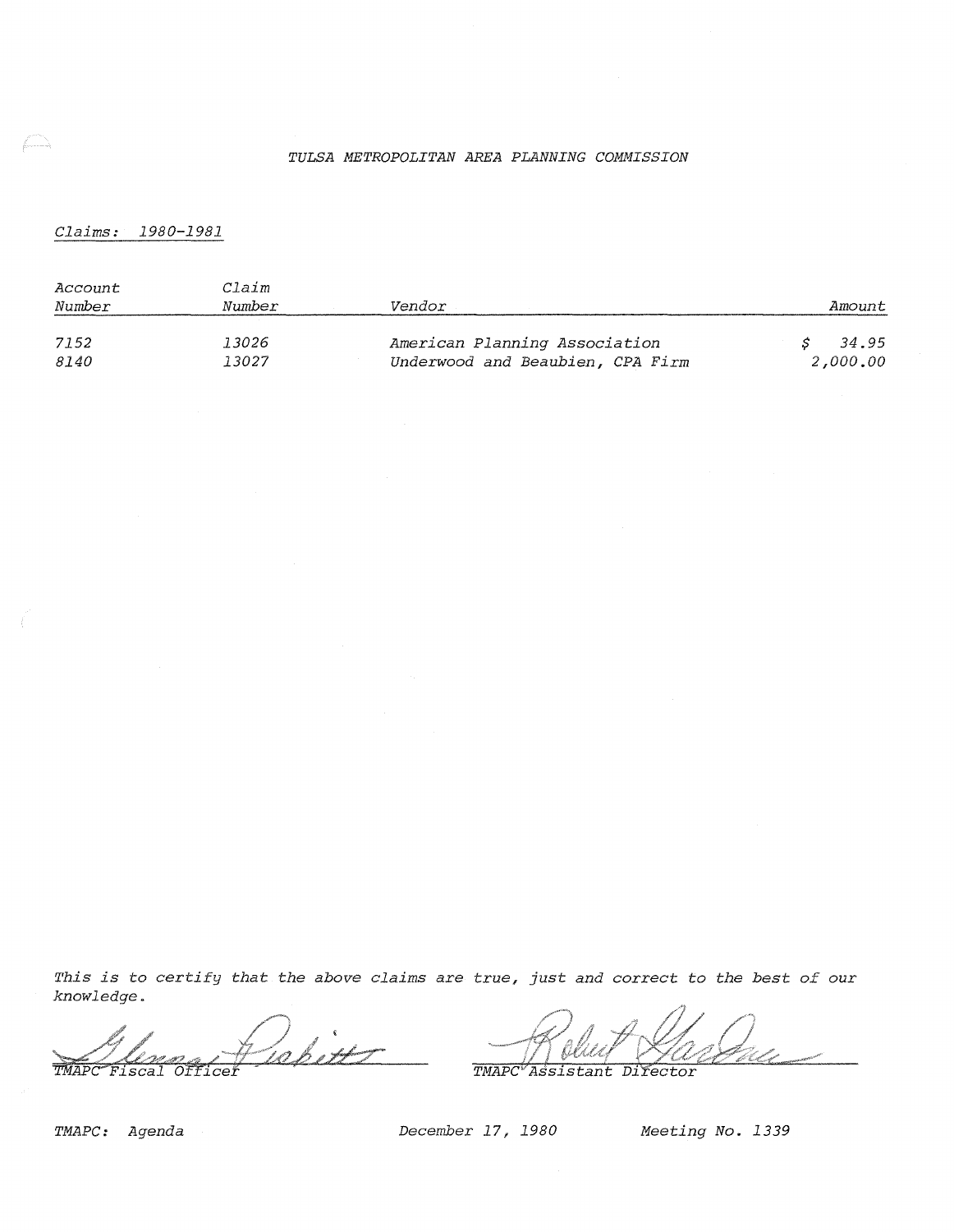TULSA METROPOLITAN AREA PLANNING COMMISSION

*Claims: 1980-1981*

| Account Number | Claim Number | Vendor | Amount |
|---|---|---|---|
| 7152 | 13026 | American Planning Association | $ 34.95 |
| 8140 | 13027 | Underwood and Beaubien, CPA Firm | 2,000.00 |

This is to certify that the above claims are true, just and correct to the best of our knowledge.

TMAPC Fiscal Officer

TMAPC Assistant Director

TMAPC: Agenda December 17, 1980 Meeting No. 1339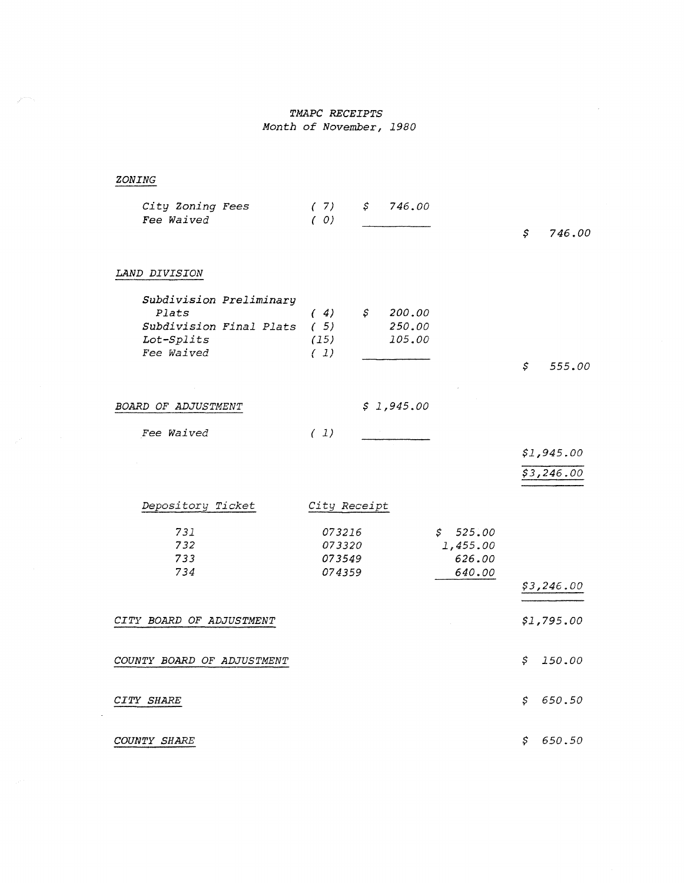# TMAPC RECEIPTS

Month of November, 1980

## ZONING

| | | | |
|---|---|---|---|
| City Zoning Fees | ( 7) | $ 746.00 | |
| Fee Waived | ( 0) | | |
| | | | $ 746.00 |

## LAND DIVISION

| | | | |
|---|---|---|---|
| Subdivision Preliminary Plats | ( 4) | $ 200.00 | |
| Subdivision Final Plats | ( 5) | 250.00 | |
| Lot-Splits | (15) | 105.00 | |
| Fee Waived | ( 1) | | |
| | | | $ 555.00 |

## BOARD OF ADJUSTMENT

| | | | |
|---|---|---|---|
| BOARD OF ADJUSTMENT | | $ 1,945.00 | |
| Fee Waived | ( 1) | | |
| | | | $1,945.00 |
| | | | $3,246.00 |

| Depository Ticket | City Receipt | | |
|---|---|---|---|
| 731 | 073216 | $ 525.00 | |
| 732 | 073320 | 1,455.00 | |
| 733 | 073549 | 626.00 | |
| 734 | 074359 | 640.00 | |
| | | | $3,246.00 |

| | |
|---|---|
| CITY BOARD OF ADJUSTMENT | $1,795.00 |
| COUNTY BOARD OF ADJUSTMENT | $ 150.00 |
| CITY SHARE | $ 650.50 |
| COUNTY SHARE | $ 650.50 |